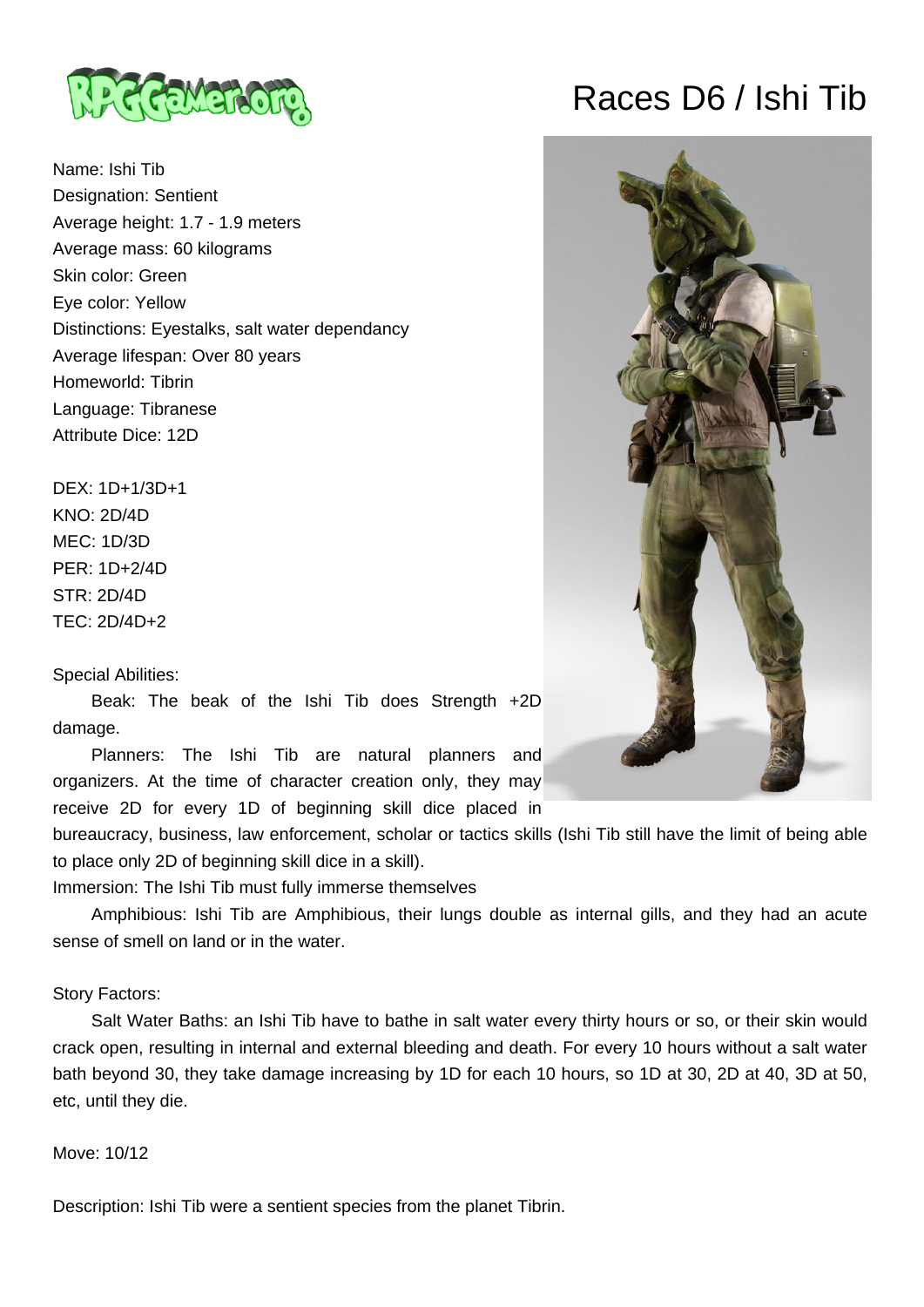# Races D6 / Ishi Tib

Name: Ishi Tib
Designation: Sentient
Average height: 1.7 - 1.9 meters
Average mass: 60 kilograms
Skin color: Green
Eye color: Yellow
Distinctions: Eyestalks, salt water dependancy
Average lifespan: Over 80 years
Homeworld: Tibrin
Language: Tibranese
Attribute Dice: 12D

DEX: 1D+1/3D+1
KNO: 2D/4D
MEC: 1D/3D
PER: 1D+2/4D
STR: 2D/4D
TEC: 2D/4D+2

Special Abilities:

Beak: The beak of the Ishi Tib does Strength +2D damage.

Planners: The Ishi Tib are natural planners and organizers. At the time of character creation only, they may receive 2D for every 1D of beginning skill dice placed in bureaucracy, business, law enforcement, scholar or tactics skills (Ishi Tib still have the limit of being able to place only 2D of beginning skill dice in a skill).

Immersion: The Ishi Tib must fully immerse themselves

Amphibious: Ishi Tib are Amphibious, their lungs double as internal gills, and they had an acute sense of smell on land or in the water.

Story Factors:

Salt Water Baths: an Ishi Tib have to bathe in salt water every thirty hours or so, or their skin would crack open, resulting in internal and external bleeding and death. For every 10 hours without a salt water bath beyond 30, they take damage increasing by 1D for each 10 hours, so 1D at 30, 2D at 40, 3D at 50, etc, until they die.

Move: 10/12

Description: Ishi Tib were a sentient species from the planet Tibrin.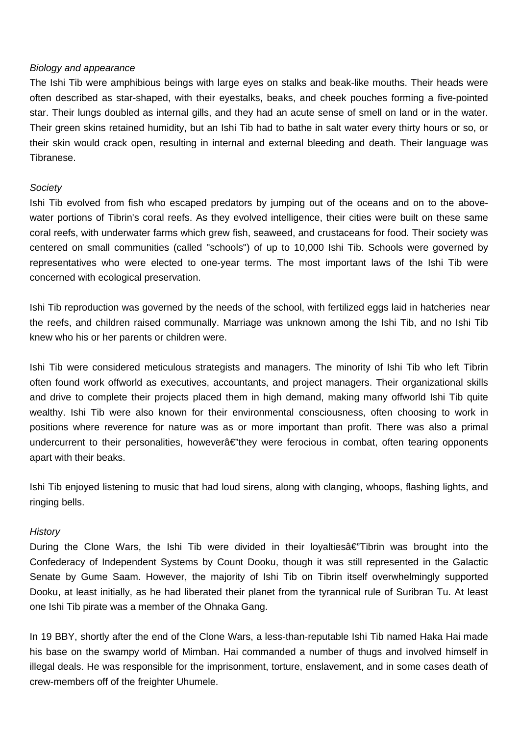*Biology and appearance*

The Ishi Tib were amphibious beings with large eyes on stalks and beak-like mouths. Their heads were often described as star-shaped, with their eyestalks, beaks, and cheek pouches forming a five-pointed star. Their lungs doubled as internal gills, and they had an acute sense of smell on land or in the water. Their green skins retained humidity, but an Ishi Tib had to bathe in salt water every thirty hours or so, or their skin would crack open, resulting in internal and external bleeding and death. Their language was Tibranese.

*Society*

Ishi Tib evolved from fish who escaped predators by jumping out of the oceans and on to the above-water portions of Tibrin's coral reefs. As they evolved intelligence, their cities were built on these same coral reefs, with underwater farms which grew fish, seaweed, and crustaceans for food. Their society was centered on small communities (called "schools") of up to 10,000 Ishi Tib. Schools were governed by representatives who were elected to one-year terms. The most important laws of the Ishi Tib were concerned with ecological preservation.

Ishi Tib reproduction was governed by the needs of the school, with fertilized eggs laid in hatcheries near the reefs, and children raised communally. Marriage was unknown among the Ishi Tib, and no Ishi Tib knew who his or her parents or children were.

Ishi Tib were considered meticulous strategists and managers. The minority of Ishi Tib who left Tibrin often found work offworld as executives, accountants, and project managers. Their organizational skills and drive to complete their projects placed them in high demand, making many offworld Ishi Tib quite wealthy. Ishi Tib were also known for their environmental consciousness, often choosing to work in positions where reverence for nature was as or more important than profit. There was also a primal undercurrent to their personalities, howeverâ€"they were ferocious in combat, often tearing opponents apart with their beaks.

Ishi Tib enjoyed listening to music that had loud sirens, along with clanging, whoops, flashing lights, and ringing bells.

*History*

During the Clone Wars, the Ishi Tib were divided in their loyaltiesâ€"Tibrin was brought into the Confederacy of Independent Systems by Count Dooku, though it was still represented in the Galactic Senate by Gume Saam. However, the majority of Ishi Tib on Tibrin itself overwhelmingly supported Dooku, at least initially, as he had liberated their planet from the tyrannical rule of Suribran Tu. At least one Ishi Tib pirate was a member of the Ohnaka Gang.

In 19 BBY, shortly after the end of the Clone Wars, a less-than-reputable Ishi Tib named Haka Hai made his base on the swampy world of Mimban. Hai commanded a number of thugs and involved himself in illegal deals. He was responsible for the imprisonment, torture, enslavement, and in some cases death of crew-members off of the freighter Uhumele.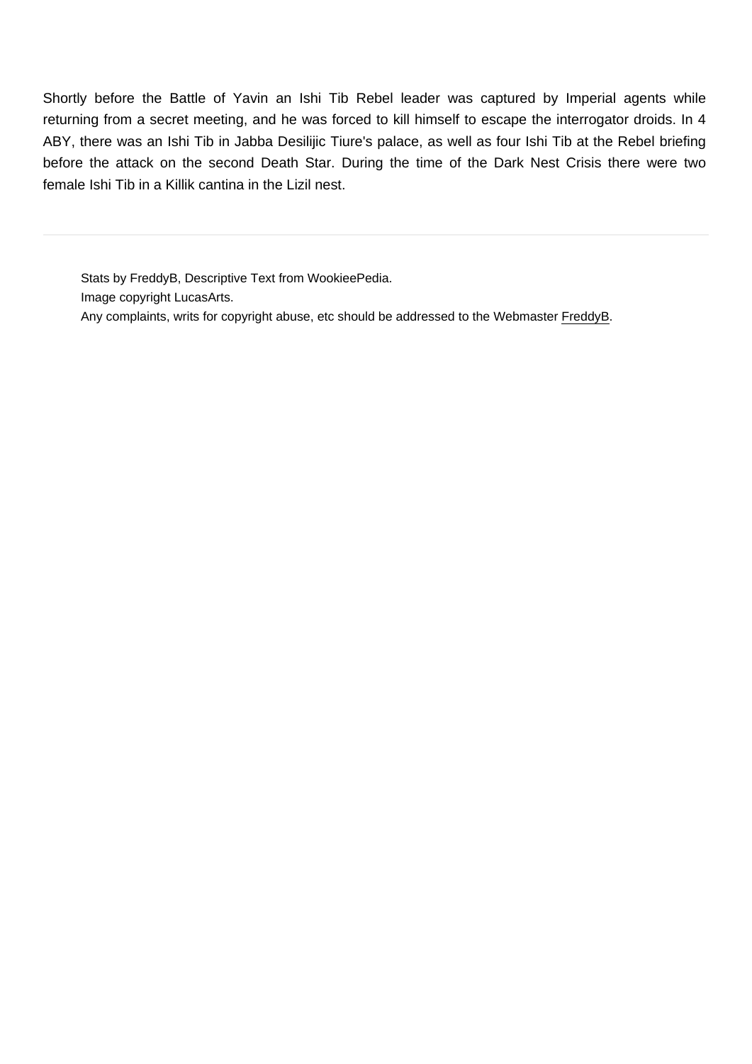Shortly before the Battle of Yavin an Ishi Tib Rebel leader was captured by Imperial agents while returning from a secret meeting, and he was forced to kill himself to escape the interrogator droids. In 4 ABY, there was an Ishi Tib in Jabba Desilijic Tiure's palace, as well as four Ishi Tib at the Rebel briefing before the attack on the second Death Star. During the time of the Dark Nest Crisis there were two female Ishi Tib in a Killik cantina in the Lizil nest.

---

Stats by FreddyB, Descriptive Text from WookieePedia.
Image copyright LucasArts.
Any complaints, writs for copyright abuse, etc should be addressed to the Webmaster FreddyB.